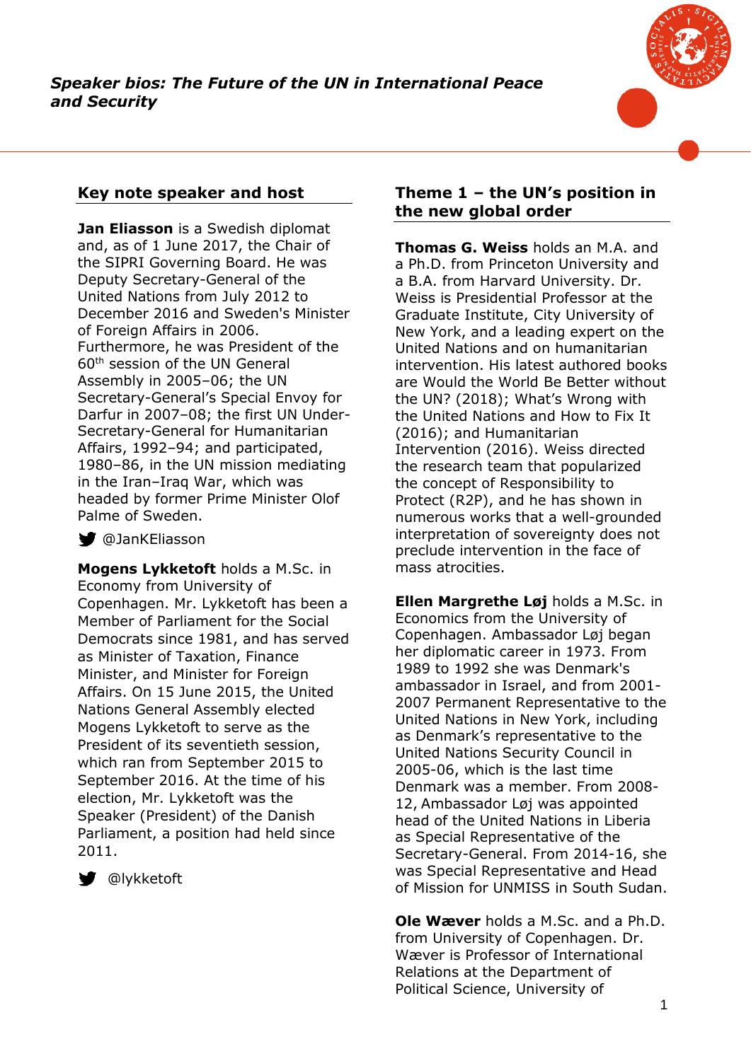***Speaker bios: The Future of the UN in International Peace and Security***

## Key note speaker and host

**Jan Eliasson** is a Swedish diplomat and, as of 1 June 2017, the Chair of the SIPRI Governing Board. He was Deputy Secretary-General of the United Nations from July 2012 to December 2016 and Sweden's Minister of Foreign Affairs in 2006. Furthermore, he was President of the 60th session of the UN General Assembly in 2005–06; the UN Secretary-General's Special Envoy for Darfur in 2007–08; the first UN Under-Secretary-General for Humanitarian Affairs, 1992–94; and participated, 1980–86, in the UN mission mediating in the Iran–Iraq War, which was headed by former Prime Minister Olof Palme of Sweden.

@JanKEliasson

**Mogens Lykketoft** holds a M.Sc. in Economy from University of Copenhagen. Mr. Lykketoft has been a Member of Parliament for the Social Democrats since 1981, and has served as Minister of Taxation, Finance Minister, and Minister for Foreign Affairs. On 15 June 2015, the United Nations General Assembly elected Mogens Lykketoft to serve as the President of its seventieth session, which ran from September 2015 to September 2016. At the time of his election, Mr. Lykketoft was the Speaker (President) of the Danish Parliament, a position had held since 2011.

@lykketoft

## Theme 1 – the UN's position in the new global order

**Thomas G. Weiss** holds an M.A. and a Ph.D. from Princeton University and a B.A. from Harvard University. Dr. Weiss is Presidential Professor at the Graduate Institute, City University of New York, and a leading expert on the United Nations and on humanitarian intervention. His latest authored books are Would the World Be Better without the UN? (2018); What's Wrong with the United Nations and How to Fix It (2016); and Humanitarian Intervention (2016). Weiss directed the research team that popularized the concept of Responsibility to Protect (R2P), and he has shown in numerous works that a well-grounded interpretation of sovereignty does not preclude intervention in the face of mass atrocities.

**Ellen Margrethe Løj** holds a M.Sc. in Economics from the University of Copenhagen. Ambassador Løj began her diplomatic career in 1973. From 1989 to 1992 she was Denmark's ambassador in Israel, and from 2001-2007 Permanent Representative to the United Nations in New York, including as Denmark's representative to the United Nations Security Council in 2005-06, which is the last time Denmark was a member. From 2008-12, Ambassador Løj was appointed head of the United Nations in Liberia as Special Representative of the Secretary-General. From 2014-16, she was Special Representative and Head of Mission for UNMISS in South Sudan.

**Ole Wæver** holds a M.Sc. and a Ph.D. from University of Copenhagen. Dr. Wæver is Professor of International Relations at the Department of Political Science, University of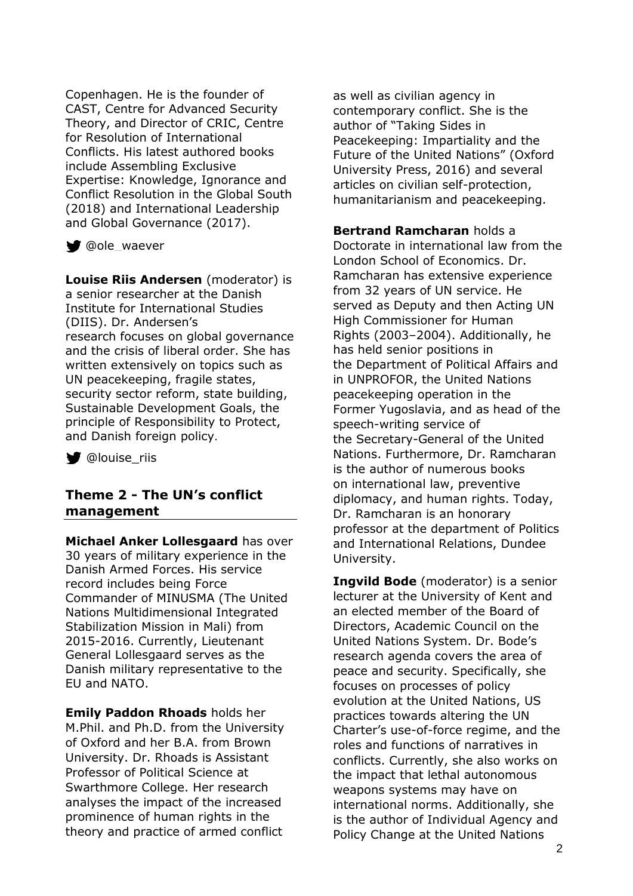Copenhagen. He is the founder of CAST, Centre for Advanced Security Theory, and Director of CRIC, Centre for Resolution of International Conflicts. His latest authored books include Assembling Exclusive Expertise: Knowledge, Ignorance and Conflict Resolution in the Global South (2018) and International Leadership and Global Governance (2017).

@ole_waever

**Louise Riis Andersen** (moderator) is a senior researcher at the Danish Institute for International Studies (DIIS). Dr. Andersen's research focuses on global governance and the crisis of liberal order. She has written extensively on topics such as UN peacekeeping, fragile states, security sector reform, state building, Sustainable Development Goals, the principle of Responsibility to Protect, and Danish foreign policy.

@louise_riis

## Theme 2 - The UN's conflict management

**Michael Anker Lollesgaard** has over 30 years of military experience in the Danish Armed Forces. His service record includes being Force Commander of MINUSMA (The United Nations Multidimensional Integrated Stabilization Mission in Mali) from 2015-2016. Currently, Lieutenant General Lollesgaard serves as the Danish military representative to the EU and NATO.

**Emily Paddon Rhoads** holds her M.Phil. and Ph.D. from the University of Oxford and her B.A. from Brown University. Dr. Rhoads is Assistant Professor of Political Science at Swarthmore College. Her research analyses the impact of the increased prominence of human rights in the theory and practice of armed conflict as well as civilian agency in contemporary conflict. She is the author of "Taking Sides in Peacekeeping: Impartiality and the Future of the United Nations" (Oxford University Press, 2016) and several articles on civilian self-protection, humanitarianism and peacekeeping.

**Bertrand Ramcharan** holds a Doctorate in international law from the London School of Economics. Dr. Ramcharan has extensive experience from 32 years of UN service. He served as Deputy and then Acting UN High Commissioner for Human Rights (2003–2004). Additionally, he has held senior positions in the Department of Political Affairs and in UNPROFOR, the United Nations peacekeeping operation in the Former Yugoslavia, and as head of the speech-writing service of the Secretary-General of the United Nations. Furthermore, Dr. Ramcharan is the author of numerous books on international law, preventive diplomacy, and human rights. Today, Dr. Ramcharan is an honorary professor at the department of Politics and International Relations, Dundee University.

**Ingvild Bode** (moderator) is a senior lecturer at the University of Kent and an elected member of the Board of Directors, Academic Council on the United Nations System. Dr. Bode's research agenda covers the area of peace and security. Specifically, she focuses on processes of policy evolution at the United Nations, US practices towards altering the UN Charter's use-of-force regime, and the roles and functions of narratives in conflicts. Currently, she also works on the impact that lethal autonomous weapons systems may have on international norms. Additionally, she is the author of Individual Agency and Policy Change at the United Nations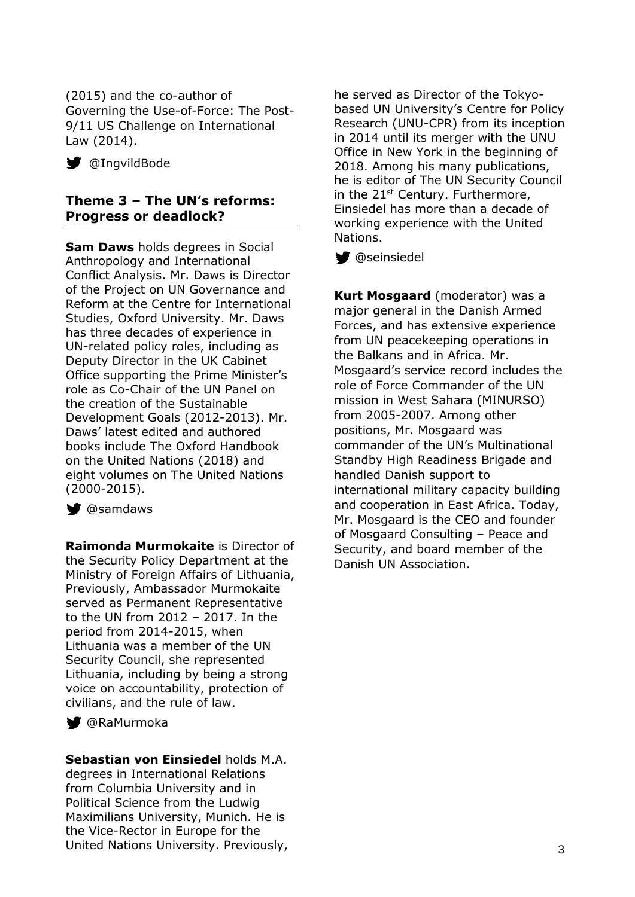(2015) and the co-author of Governing the Use-of-Force: The Post-9/11 US Challenge on International Law (2014).

@IngvildBode

## Theme 3 – The UN's reforms: Progress or deadlock?

**Sam Daws** holds degrees in Social Anthropology and International Conflict Analysis. Mr. Daws is Director of the Project on UN Governance and Reform at the Centre for International Studies, Oxford University. Mr. Daws has three decades of experience in UN-related policy roles, including as Deputy Director in the UK Cabinet Office supporting the Prime Minister's role as Co-Chair of the UN Panel on the creation of the Sustainable Development Goals (2012-2013). Mr. Daws' latest edited and authored books include The Oxford Handbook on the United Nations (2018) and eight volumes on The United Nations (2000-2015).

@samdaws

**Raimonda Murmokaite** is Director of the Security Policy Department at the Ministry of Foreign Affairs of Lithuania, Previously, Ambassador Murmokaite served as Permanent Representative to the UN from 2012 – 2017. In the period from 2014-2015, when Lithuania was a member of the UN Security Council, she represented Lithuania, including by being a strong voice on accountability, protection of civilians, and the rule of law.

@RaMurmoka

**Sebastian von Einsiedel** holds M.A. degrees in International Relations from Columbia University and in Political Science from the Ludwig Maximilians University, Munich. He is the Vice-Rector in Europe for the United Nations University. Previously, he served as Director of the Tokyo-based UN University's Centre for Policy Research (UNU-CPR) from its inception in 2014 until its merger with the UNU Office in New York in the beginning of 2018. Among his many publications, he is editor of The UN Security Council in the 21st Century. Furthermore, Einsiedel has more than a decade of working experience with the United Nations.

@seinsiedel

**Kurt Mosgaard** (moderator) was a major general in the Danish Armed Forces, and has extensive experience from UN peacekeeping operations in the Balkans and in Africa. Mr. Mosgaard's service record includes the role of Force Commander of the UN mission in West Sahara (MINURSO) from 2005-2007. Among other positions, Mr. Mosgaard was commander of the UN's Multinational Standby High Readiness Brigade and handled Danish support to international military capacity building and cooperation in East Africa. Today, Mr. Mosgaard is the CEO and founder of Mosgaard Consulting – Peace and Security, and board member of the Danish UN Association.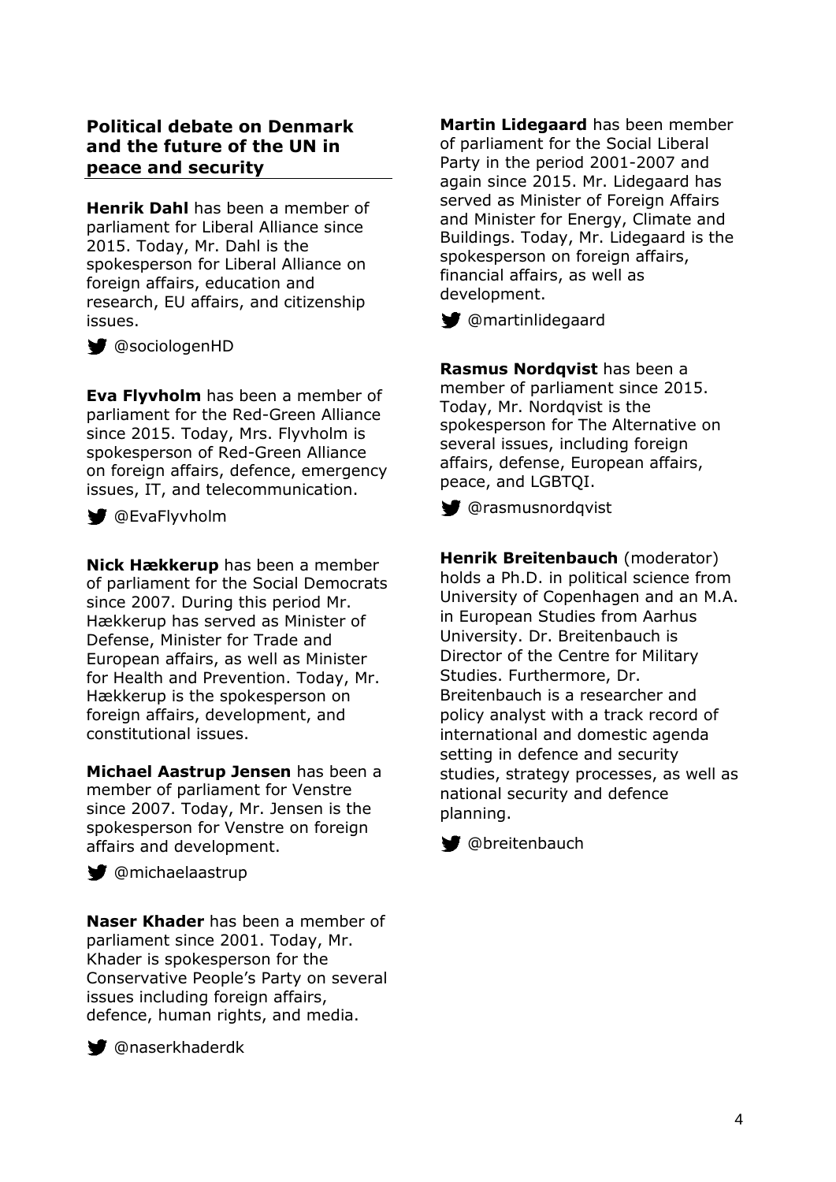## Political debate on Denmark and the future of the UN in peace and security

**Henrik Dahl** has been a member of parliament for Liberal Alliance since 2015. Today, Mr. Dahl is the spokesperson for Liberal Alliance on foreign affairs, education and research, EU affairs, and citizenship issues.

@sociologenHD

**Eva Flyvholm** has been a member of parliament for the Red-Green Alliance since 2015. Today, Mrs. Flyvholm is spokesperson of Red-Green Alliance on foreign affairs, defence, emergency issues, IT, and telecommunication.

@EvaFlyvholm

**Nick Hækkerup** has been a member of parliament for the Social Democrats since 2007. During this period Mr. Hækkerup has served as Minister of Defense, Minister for Trade and European affairs, as well as Minister for Health and Prevention. Today, Mr. Hækkerup is the spokesperson on foreign affairs, development, and constitutional issues.

**Michael Aastrup Jensen** has been a member of parliament for Venstre since 2007. Today, Mr. Jensen is the spokesperson for Venstre on foreign affairs and development.

@michaelaastrup

**Naser Khader** has been a member of parliament since 2001. Today, Mr. Khader is spokesperson for the Conservative People's Party on several issues including foreign affairs, defence, human rights, and media.

@naserkhaderdk

**Martin Lidegaard** has been member of parliament for the Social Liberal Party in the period 2001-2007 and again since 2015. Mr. Lidegaard has served as Minister of Foreign Affairs and Minister for Energy, Climate and Buildings. Today, Mr. Lidegaard is the spokesperson on foreign affairs, financial affairs, as well as development.

@martinlidegaard

**Rasmus Nordqvist** has been a member of parliament since 2015. Today, Mr. Nordqvist is the spokesperson for The Alternative on several issues, including foreign affairs, defense, European affairs, peace, and LGBTQI.

@rasmusnordqvist

**Henrik Breitenbauch** (moderator) holds a Ph.D. in political science from University of Copenhagen and an M.A. in European Studies from Aarhus University. Dr. Breitenbauch is Director of the Centre for Military Studies. Furthermore, Dr. Breitenbauch is a researcher and policy analyst with a track record of international and domestic agenda setting in defence and security studies, strategy processes, as well as national security and defence planning.

@breitenbauch